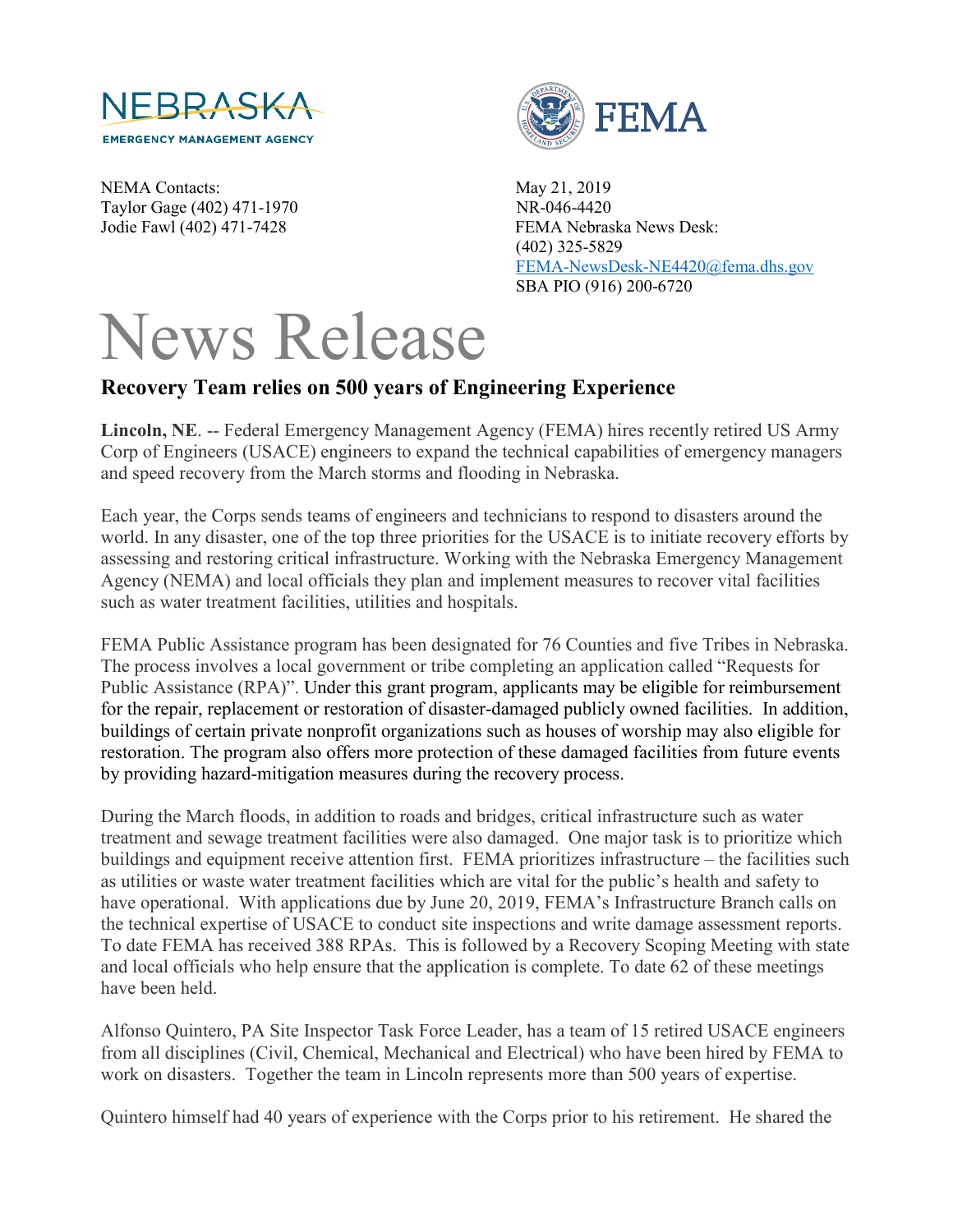NEBRASKA
EMERGENCY MANAGEMENT AGENCY

FEMA

NEMA Contacts:
Taylor Gage (402) 471-1970
Jodie Fawl (402) 471-7428

May 21, 2019
NR-046-4420
FEMA Nebraska News Desk:
(402) 325-5829
FEMA-NewsDesk-NE4420@fema.dhs.gov
SBA PIO (916) 200-6720

# News Release

## Recovery Team relies on 500 years of Engineering Experience

**Lincoln, NE**. -- Federal Emergency Management Agency (FEMA) hires recently retired US Army Corp of Engineers (USACE) engineers to expand the technical capabilities of emergency managers and speed recovery from the March storms and flooding in Nebraska.

Each year, the Corps sends teams of engineers and technicians to respond to disasters around the world. In any disaster, one of the top three priorities for the USACE is to initiate recovery efforts by assessing and restoring critical infrastructure. Working with the Nebraska Emergency Management Agency (NEMA) and local officials they plan and implement measures to recover vital facilities such as water treatment facilities, utilities and hospitals.

FEMA Public Assistance program has been designated for 76 Counties and five Tribes in Nebraska. The process involves a local government or tribe completing an application called "Requests for Public Assistance (RPA)". Under this grant program, applicants may be eligible for reimbursement for the repair, replacement or restoration of disaster-damaged publicly owned facilities. In addition, buildings of certain private nonprofit organizations such as houses of worship may also eligible for restoration. The program also offers more protection of these damaged facilities from future events by providing hazard-mitigation measures during the recovery process.

During the March floods, in addition to roads and bridges, critical infrastructure such as water treatment and sewage treatment facilities were also damaged. One major task is to prioritize which buildings and equipment receive attention first. FEMA prioritizes infrastructure – the facilities such as utilities or waste water treatment facilities which are vital for the public's health and safety to have operational. With applications due by June 20, 2019, FEMA's Infrastructure Branch calls on the technical expertise of USACE to conduct site inspections and write damage assessment reports. To date FEMA has received 388 RPAs. This is followed by a Recovery Scoping Meeting with state and local officials who help ensure that the application is complete. To date 62 of these meetings have been held.

Alfonso Quintero, PA Site Inspector Task Force Leader, has a team of 15 retired USACE engineers from all disciplines (Civil, Chemical, Mechanical and Electrical) who have been hired by FEMA to work on disasters. Together the team in Lincoln represents more than 500 years of expertise.

Quintero himself had 40 years of experience with the Corps prior to his retirement. He shared the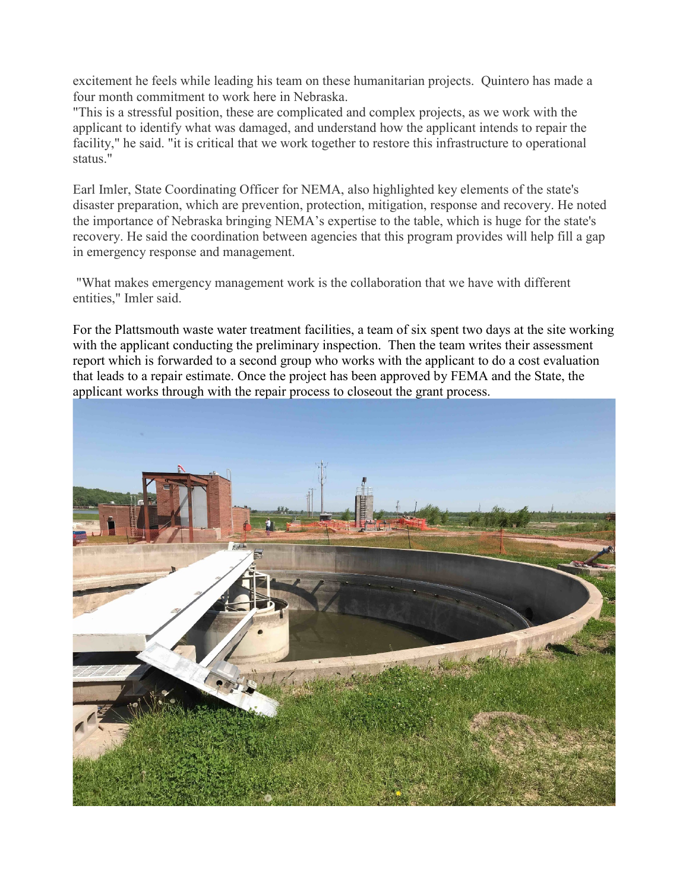excitement he feels while leading his team on these humanitarian projects. Quintero has made a four month commitment to work here in Nebraska.

"This is a stressful position, these are complicated and complex projects, as we work with the applicant to identify what was damaged, and understand how the applicant intends to repair the facility," he said. "it is critical that we work together to restore this infrastructure to operational status."

Earl Imler, State Coordinating Officer for NEMA, also highlighted key elements of the state's disaster preparation, which are prevention, protection, mitigation, response and recovery. He noted the importance of Nebraska bringing NEMA's expertise to the table, which is huge for the state's recovery. He said the coordination between agencies that this program provides will help fill a gap in emergency response and management.

"What makes emergency management work is the collaboration that we have with different entities," Imler said.

For the Plattsmouth waste water treatment facilities, a team of six spent two days at the site working with the applicant conducting the preliminary inspection. Then the team writes their assessment report which is forwarded to a second group who works with the applicant to do a cost evaluation that leads to a repair estimate. Once the project has been approved by FEMA and the State, the applicant works through with the repair process to closeout the grant process.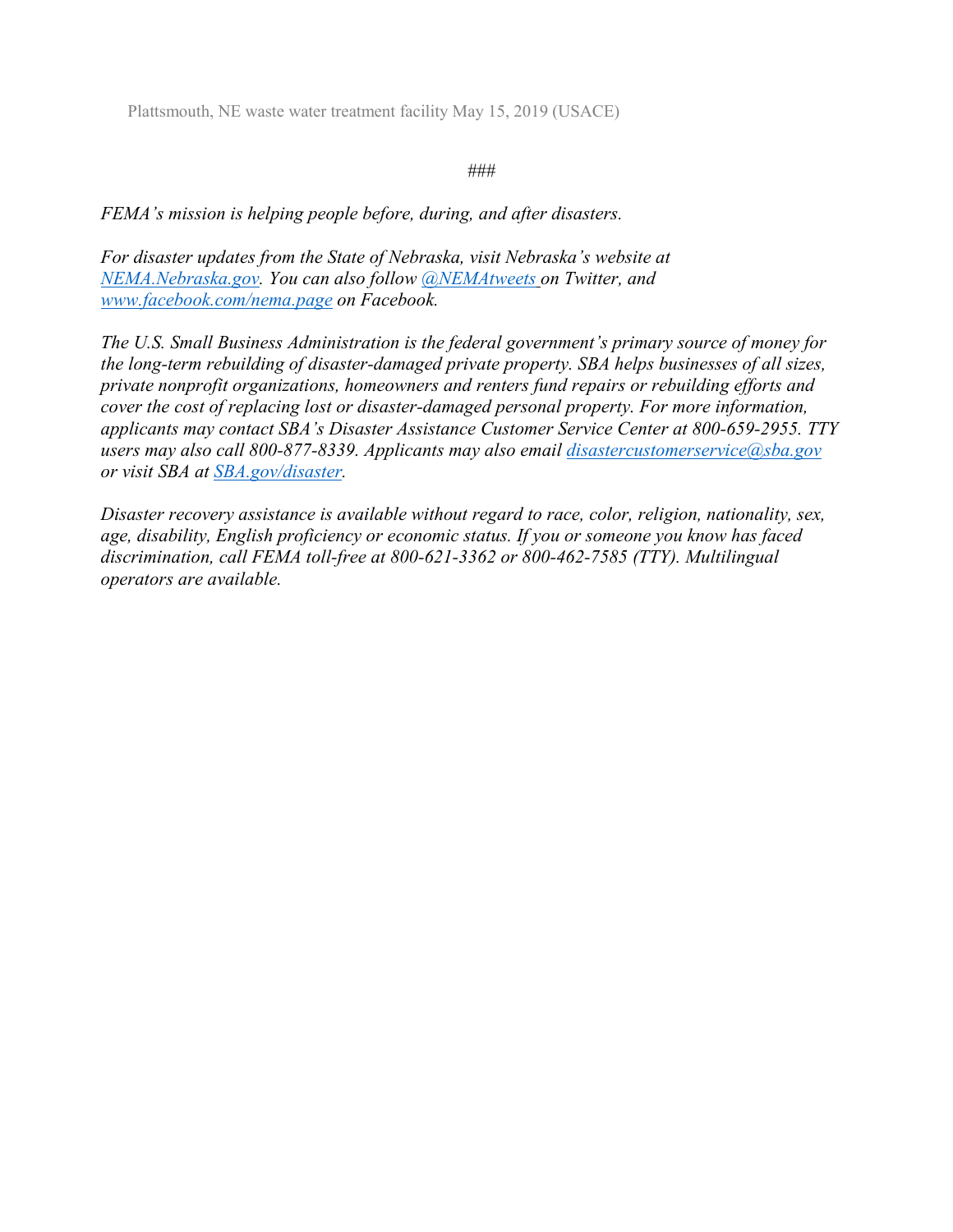Plattsmouth, NE waste water treatment facility May 15, 2019 (USACE)

###

*FEMA's mission is helping people before, during, and after disasters.*

*For disaster updates from the State of Nebraska, visit Nebraska's website at [NEMA.Nebraska.gov](NEMA.Nebraska.gov). You can also follow [@NEMAtweets](@NEMAtweets) on Twitter, and [www.facebook.com/nema.page](www.facebook.com/nema.page) on Facebook.*

*The U.S. Small Business Administration is the federal government's primary source of money for the long-term rebuilding of disaster-damaged private property. SBA helps businesses of all sizes, private nonprofit organizations, homeowners and renters fund repairs or rebuilding efforts and cover the cost of replacing lost or disaster-damaged personal property. For more information, applicants may contact SBA's Disaster Assistance Customer Service Center at 800-659-2955. TTY users may also call 800-877-8339. Applicants may also email [disastercustomerservice@sba.gov](disastercustomerservice@sba.gov) or visit SBA at [SBA.gov/disaster](SBA.gov/disaster).*

*Disaster recovery assistance is available without regard to race, color, religion, nationality, sex, age, disability, English proficiency or economic status. If you or someone you know has faced discrimination, call FEMA toll-free at 800-621-3362 or 800-462-7585 (TTY). Multilingual operators are available.*